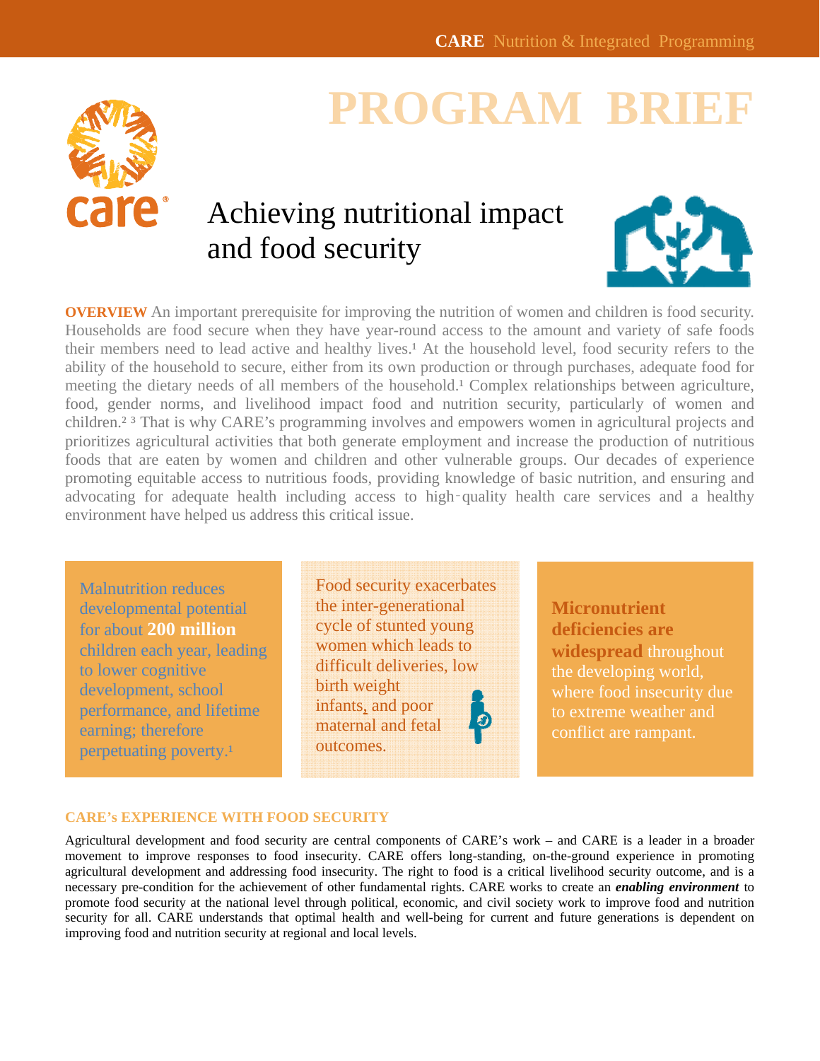# PROGRAM BRIEF

## Achieving nutritional impact and food security

**OVERVIEW** An important prerequisite for improving the nutrition of women and children is food security. Households are food secure when they have year-round access to the amount and variety of safe foods their members need to lead active and healthy lives.[1] At the household level, food security refers to the ability of the household to secure, either from its own production or through purchases, adequate food for meeting the dietary needs of all members of the household.[1] Complex relationships between agriculture, food, gender norms, and livelihood impact food and nutrition security, particularly of women and children.[2 3] That is why CARE's programming involves and empowers women in agricultural projects and prioritizes agricultural activities that both generate employment and increase the production of nutritious foods that are eaten by women and children and other vulnerable groups. Our decades of experience promoting equitable access to nutritious foods, providing knowledge of basic nutrition, and ensuring and advocating for adequate health including access to high-quality health care services and a healthy environment have helped us address this critical issue.

Malnutrition reduces developmental potential for about **200 million** children each year, leading to lower cognitive development, school performance, and lifetime earning; therefore perpetuating poverty.[1]

Food security exacerbates the inter-generational cycle of stunted young women which leads to difficult deliveries, low birth weight infants, and poor maternal and fetal outcomes.

**Micronutrient deficiencies are widespread** throughout the developing world, where food insecurity due to extreme weather and conflict are rampant.

### CARE's EXPERIENCE WITH FOOD SECURITY

Agricultural development and food security are central components of CARE's work – and CARE is a leader in a broader movement to improve responses to food insecurity. CARE offers long-standing, on-the-ground experience in promoting agricultural development and addressing food insecurity. The right to food is a critical livelihood security outcome, and is a necessary pre-condition for the achievement of other fundamental rights. CARE works to create an ***enabling environment*** to promote food security at the national level through political, economic, and civil society work to improve food and nutrition security for all. CARE understands that optimal health and well-being for current and future generations is dependent on improving food and nutrition security at regional and local levels.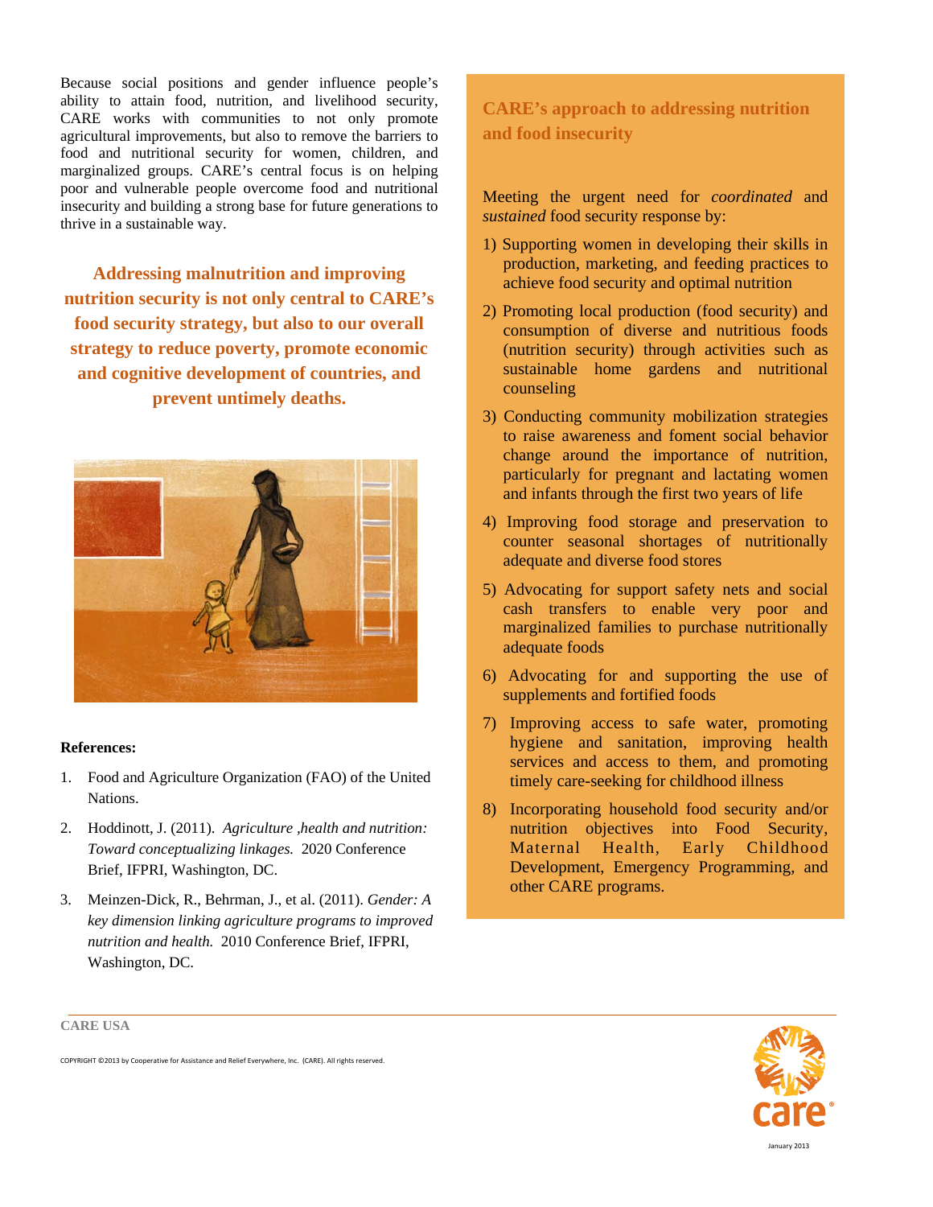Because social positions and gender influence people's ability to attain food, nutrition, and livelihood security, CARE works with communities to not only promote agricultural improvements, but also to remove the barriers to food and nutritional security for women, children, and marginalized groups. CARE's central focus is on helping poor and vulnerable people overcome food and nutritional insecurity and building a strong base for future generations to thrive in a sustainable way.

**Addressing malnutrition and improving nutrition security is not only central to CARE's food security strategy, but also to our overall strategy to reduce poverty, promote economic and cognitive development of countries, and prevent untimely deaths.**

**References:**

1. Food and Agriculture Organization (FAO) of the United Nations.
2. Hoddinott, J. (2011). *Agriculture ,health and nutrition: Toward conceptualizing linkages.* 2020 Conference Brief, IFPRI, Washington, DC.
3. Meinzen-Dick, R., Behrman, J., et al. (2011). *Gender: A key dimension linking agriculture programs to improved nutrition and health.* 2010 Conference Brief, IFPRI, Washington, DC.

## CARE's approach to addressing nutrition and food insecurity

Meeting the urgent need for *coordinated* and *sustained* food security response by:

1) Supporting women in developing their skills in production, marketing, and feeding practices to achieve food security and optimal nutrition
2) Promoting local production (food security) and consumption of diverse and nutritious foods (nutrition security) through activities such as sustainable home gardens and nutritional counseling
3) Conducting community mobilization strategies to raise awareness and foment social behavior change around the importance of nutrition, particularly for pregnant and lactating women and infants through the first two years of life
4) Improving food storage and preservation to counter seasonal shortages of nutritionally adequate and diverse food stores
5) Advocating for support safety nets and social cash transfers to enable very poor and marginalized families to purchase nutritionally adequate foods
6) Advocating for and supporting the use of supplements and fortified foods
7) Improving access to safe water, promoting hygiene and sanitation, improving health services and access to them, and promoting timely care-seeking for childhood illness
8) Incorporating household food security and/or nutrition objectives into Food Security, Maternal Health, Early Childhood Development, Emergency Programming, and other CARE programs.

CARE USA

COPYRIGHT ©2013 by Cooperative for Assistance and Relief Everywhere, Inc. (CARE). All rights reserved.

January 2013